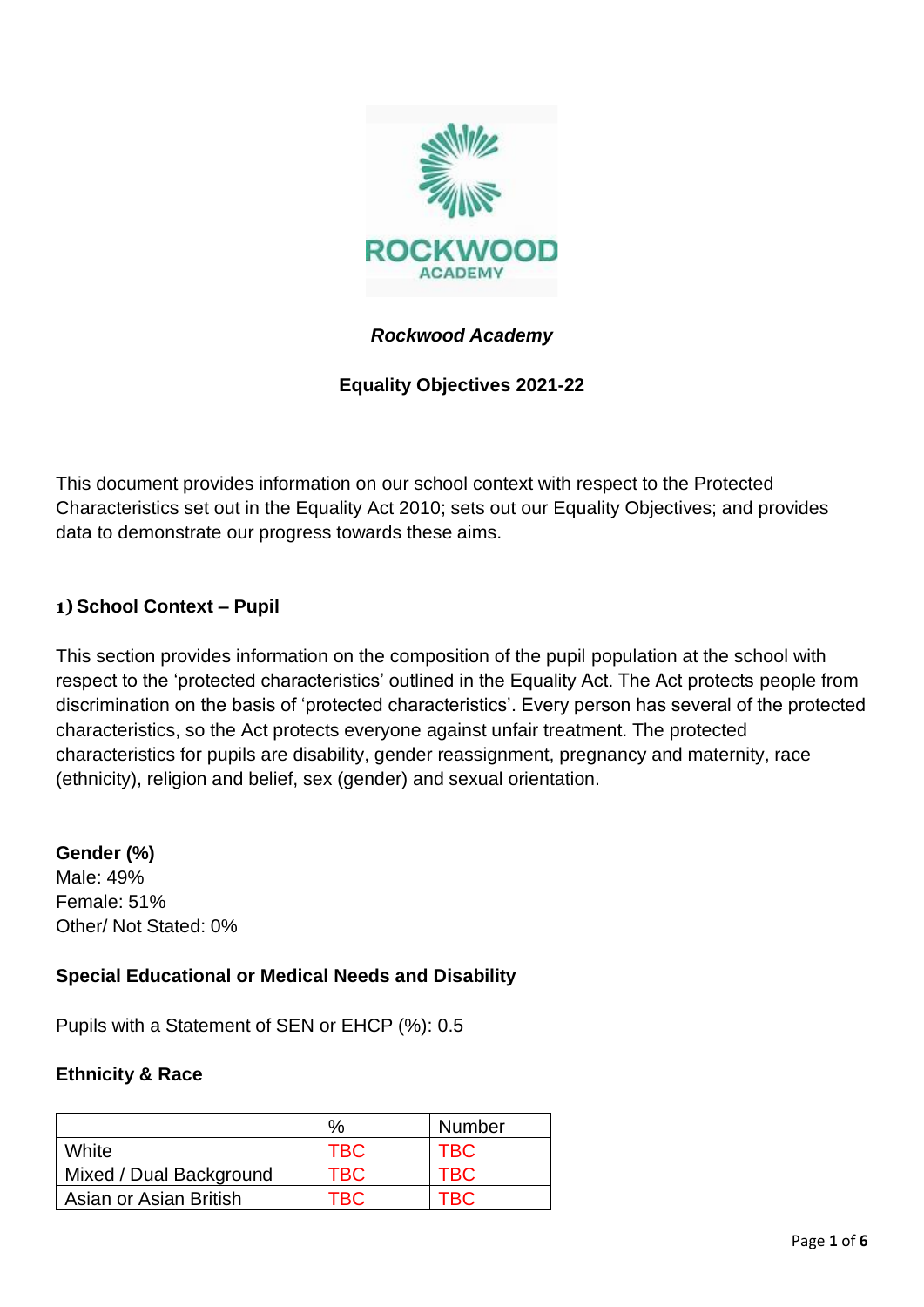ROCKWOOD ACADEMY

***Rockwood Academy***

**Equality Objectives 2021-22**

This document provides information on our school context with respect to the Protected Characteristics set out in the Equality Act 2010; sets out our Equality Objectives; and provides data to demonstrate our progress towards these aims.

## 1) School Context – Pupil

This section provides information on the composition of the pupil population at the school with respect to the 'protected characteristics' outlined in the Equality Act. The Act protects people from discrimination on the basis of 'protected characteristics'. Every person has several of the protected characteristics, so the Act protects everyone against unfair treatment. The protected characteristics for pupils are disability, gender reassignment, pregnancy and maternity, race (ethnicity), religion and belief, sex (gender) and sexual orientation.

**Gender (%)**
Male: 49%
Female: 51%
Other/ Not Stated: 0%

### Special Educational or Medical Needs and Disability

Pupils with a Statement of SEN or EHCP (%): 0.5

### Ethnicity & Race

| | % | Number |
|---|---|---|
| White | TBC | TBC |
| Mixed / Dual Background | TBC | TBC |
| Asian or Asian British | TBC | TBC |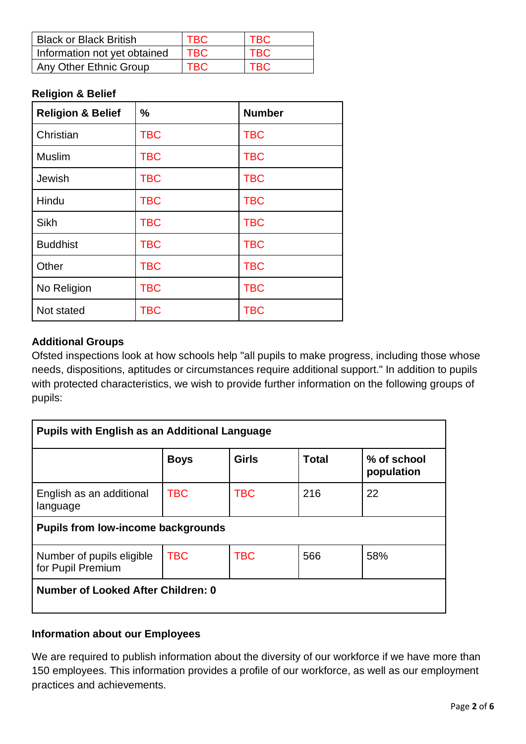| Black or Black British | TBC | TBC |
|---|---|---|
| Information not yet obtained | TBC | TBC |
| Any Other Ethnic Group | TBC | TBC |

**Religion & Belief**

| Religion & Belief | % | Number |
|---|---|---|
| Christian | TBC | TBC |
| Muslim | TBC | TBC |
| Jewish | TBC | TBC |
| Hindu | TBC | TBC |
| Sikh | TBC | TBC |
| Buddhist | TBC | TBC |
| Other | TBC | TBC |
| No Religion | TBC | TBC |
| Not stated | TBC | TBC |

**Additional Groups**

Ofsted inspections look at how schools help "all pupils to make progress, including those whose needs, dispositions, aptitudes or circumstances require additional support." In addition to pupils with protected characteristics, we wish to provide further information on the following groups of pupils:

| **Pupils with English as an Additional Language** | | | | |
|---|---|---|---|---|
| | **Boys** | **Girls** | **Total** | **% of school population** |
| English as an additional language | TBC | TBC | 216 | 22 |
| **Pupils from low-income backgrounds** | | | | |
| Number of pupils eligible for Pupil Premium | TBC | TBC | 566 | 58% |
| **Number of Looked After Children: 0** | | | | |

**Information about our Employees**

We are required to publish information about the diversity of our workforce if we have more than 150 employees. This information provides a profile of our workforce, as well as our employment practices and achievements.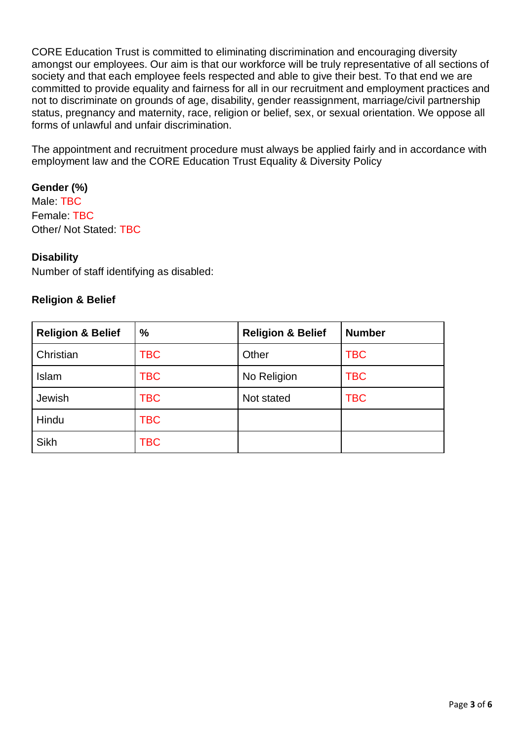CORE Education Trust is committed to eliminating discrimination and encouraging diversity amongst our employees. Our aim is that our workforce will be truly representative of all sections of society and that each employee feels respected and able to give their best. To that end we are committed to provide equality and fairness for all in our recruitment and employment practices and not to discriminate on grounds of age, disability, gender reassignment, marriage/civil partnership status, pregnancy and maternity, race, religion or belief, sex, or sexual orientation. We oppose all forms of unlawful and unfair discrimination.

The appointment and recruitment procedure must always be applied fairly and in accordance with employment law and the CORE Education Trust Equality & Diversity Policy

**Gender (%)**

Male: TBC

Female: TBC

Other/ Not Stated: TBC

**Disability**

Number of staff identifying as disabled:

**Religion & Belief**

| Religion & Belief | % | Religion & Belief | Number |
|---|---|---|---|
| Christian | TBC | Other | TBC |
| Islam | TBC | No Religion | TBC |
| Jewish | TBC | Not stated | TBC |
| Hindu | TBC | | |
| Sikh | TBC | | |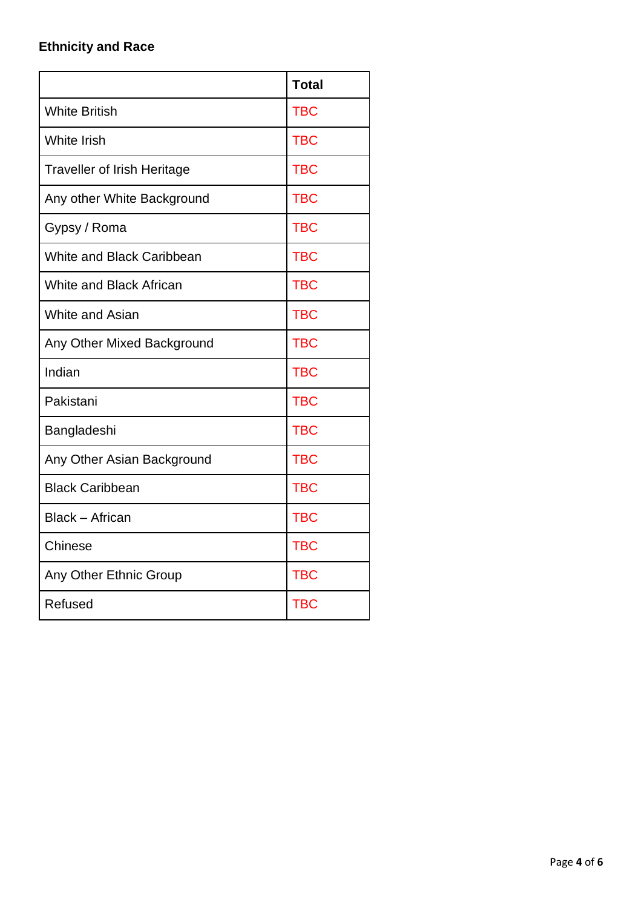**Ethnicity and Race**

| | **Total** |
|---|---|
| White British | TBC |
| White Irish | TBC |
| Traveller of Irish Heritage | TBC |
| Any other White Background | TBC |
| Gypsy / Roma | TBC |
| White and Black Caribbean | TBC |
| White and Black African | TBC |
| White and Asian | TBC |
| Any Other Mixed Background | TBC |
| Indian | TBC |
| Pakistani | TBC |
| Bangladeshi | TBC |
| Any Other Asian Background | TBC |
| Black Caribbean | TBC |
| Black – African | TBC |
| Chinese | TBC |
| Any Other Ethnic Group | TBC |
| Refused | TBC |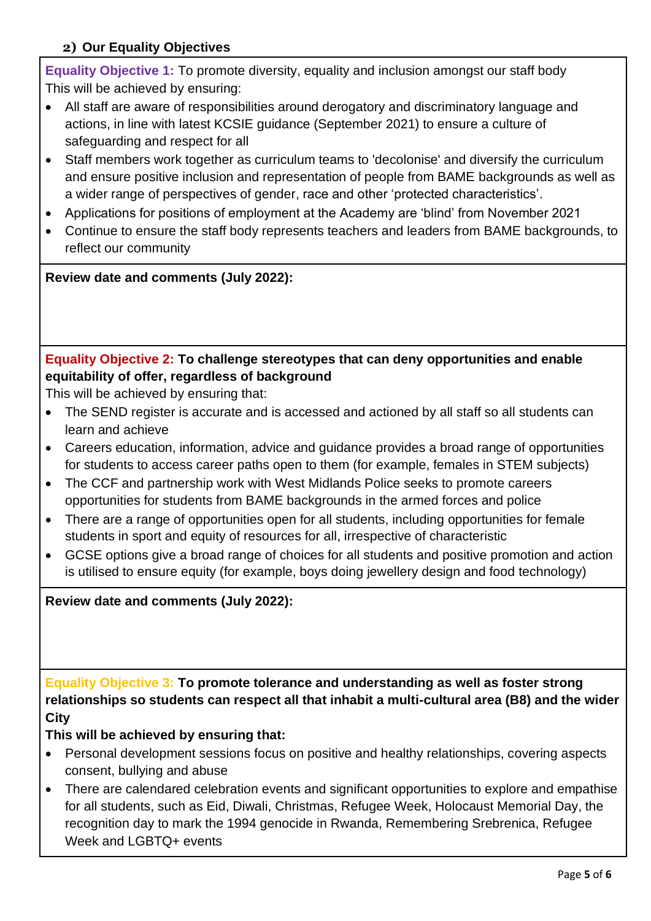## 2) Our Equality Objectives

**Equality Objective 1:** To promote diversity, equality and inclusion amongst our staff body
This will be achieved by ensuring:

- All staff are aware of responsibilities around derogatory and discriminatory language and actions, in line with latest KCSIE guidance (September 2021) to ensure a culture of safeguarding and respect for all
- Staff members work together as curriculum teams to 'decolonise' and diversify the curriculum and ensure positive inclusion and representation of people from BAME backgrounds as well as a wider range of perspectives of gender, race and other 'protected characteristics'.
- Applications for positions of employment at the Academy are 'blind' from November 2021
- Continue to ensure the staff body represents teachers and leaders from BAME backgrounds, to reflect our community

**Review date and comments (July 2022):**

**Equality Objective 2: To challenge stereotypes that can deny opportunities and enable equitability of offer, regardless of background**
This will be achieved by ensuring that:

- The SEND register is accurate and is accessed and actioned by all staff so all students can learn and achieve
- Careers education, information, advice and guidance provides a broad range of opportunities for students to access career paths open to them (for example, females in STEM subjects)
- The CCF and partnership work with West Midlands Police seeks to promote careers opportunities for students from BAME backgrounds in the armed forces and police
- There are a range of opportunities open for all students, including opportunities for female students in sport and equity of resources for all, irrespective of characteristic
- GCSE options give a broad range of choices for all students and positive promotion and action is utilised to ensure equity (for example, boys doing jewellery design and food technology)

**Review date and comments (July 2022):**

**Equality Objective 3: To promote tolerance and understanding as well as foster strong relationships so students can respect all that inhabit a multi-cultural area (B8) and the wider City**
**This will be achieved by ensuring that:**

- Personal development sessions focus on positive and healthy relationships, covering aspects consent, bullying and abuse
- There are calendared celebration events and significant opportunities to explore and empathise for all students, such as Eid, Diwali, Christmas, Refugee Week, Holocaust Memorial Day, the recognition day to mark the 1994 genocide in Rwanda, Remembering Srebrenica, Refugee Week and LGBTQ+ events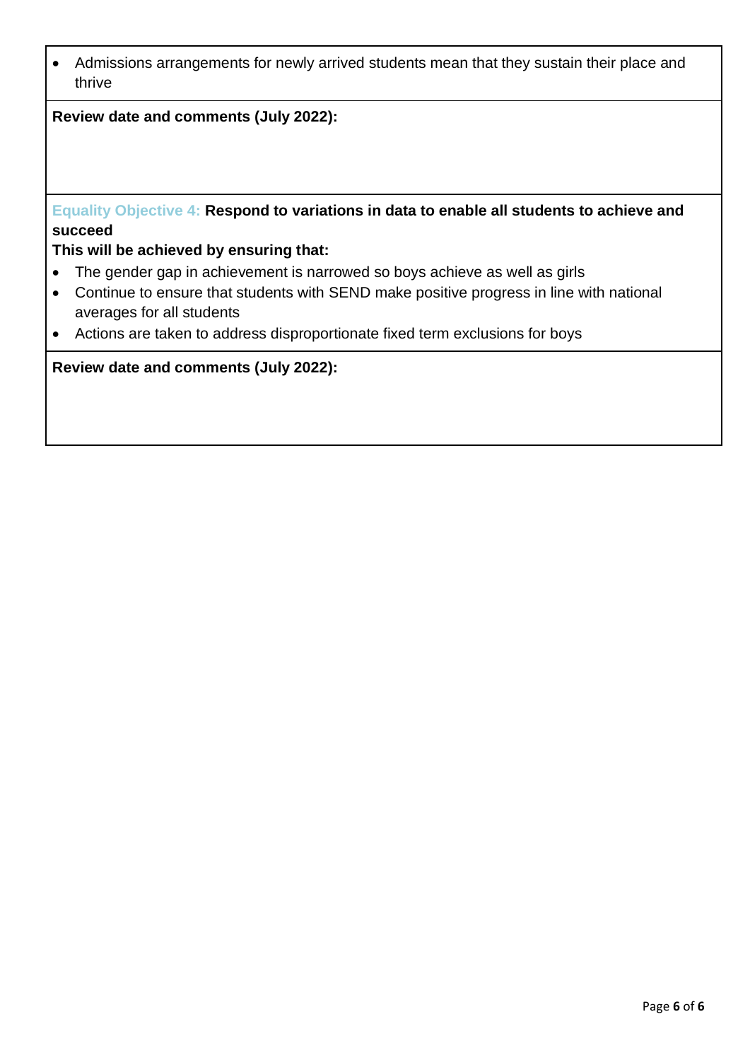- Admissions arrangements for newly arrived students mean that they sustain their place and thrive

**Review date and comments (July 2022):**

Equality Objective 4: **Respond to variations in data to enable all students to achieve and succeed**

**This will be achieved by ensuring that:**

- The gender gap in achievement is narrowed so boys achieve as well as girls
- Continue to ensure that students with SEND make positive progress in line with national averages for all students
- Actions are taken to address disproportionate fixed term exclusions for boys

**Review date and comments (July 2022):**